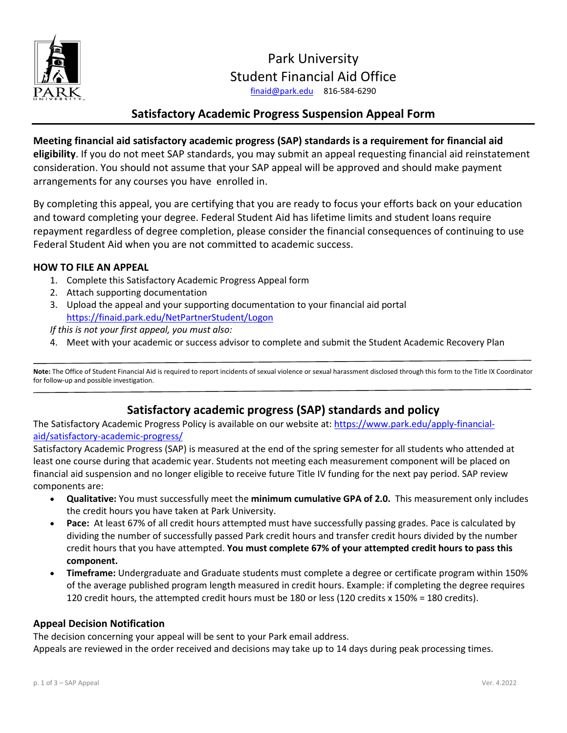# Park University
## Student Financial Aid Office

finaid@park.edu 816-584-6290

## Satisfactory Academic Progress Suspension Appeal Form

**Meeting financial aid satisfactory academic progress (SAP) standards is a requirement for financial aid eligibility**. If you do not meet SAP standards, you may submit an appeal requesting financial aid reinstatement consideration. You should not assume that your SAP appeal will be approved and should make payment arrangements for any courses you have enrolled in.

By completing this appeal, you are certifying that you are ready to focus your efforts back on your education and toward completing your degree. Federal Student Aid has lifetime limits and student loans require repayment regardless of degree completion, please consider the financial consequences of continuing to use Federal Student Aid when you are not committed to academic success.

### HOW TO FILE AN APPEAL

1. Complete this Satisfactory Academic Progress Appeal form
2. Attach supporting documentation
3. Upload the appeal and your supporting documentation to your financial aid portal https://finaid.park.edu/NetPartnerStudent/Logon

*If this is not your first appeal, you must also:*

4. Meet with your academic or success advisor to complete and submit the Student Academic Recovery Plan

---

**Note:** The Office of Student Financial Aid is required to report incidents of sexual violence or sexual harassment disclosed through this form to the Title IX Coordinator for follow-up and possible investigation.

---

## Satisfactory academic progress (SAP) standards and policy

The Satisfactory Academic Progress Policy is available on our website at: https://www.park.edu/apply-financial-aid/satisfactory-academic-progress/

Satisfactory Academic Progress (SAP) is measured at the end of the spring semester for all students who attended at least one course during that academic year. Students not meeting each measurement component will be placed on financial aid suspension and no longer eligible to receive future Title IV funding for the next pay period. SAP review components are:

- **Qualitative:** You must successfully meet the **minimum cumulative GPA of 2.0.** This measurement only includes the credit hours you have taken at Park University.
- **Pace:** At least 67% of all credit hours attempted must have successfully passing grades. Pace is calculated by dividing the number of successfully passed Park credit hours and transfer credit hours divided by the number credit hours that you have attempted. **You must complete 67% of your attempted credit hours to pass this component.**
- **Timeframe:** Undergraduate and Graduate students must complete a degree or certificate program within 150% of the average published program length measured in credit hours. Example: if completing the degree requires 120 credit hours, the attempted credit hours must be 180 or less (120 credits x 150% = 180 credits).

### Appeal Decision Notification

The decision concerning your appeal will be sent to your Park email address.
Appeals are reviewed in the order received and decisions may take up to 14 days during peak processing times.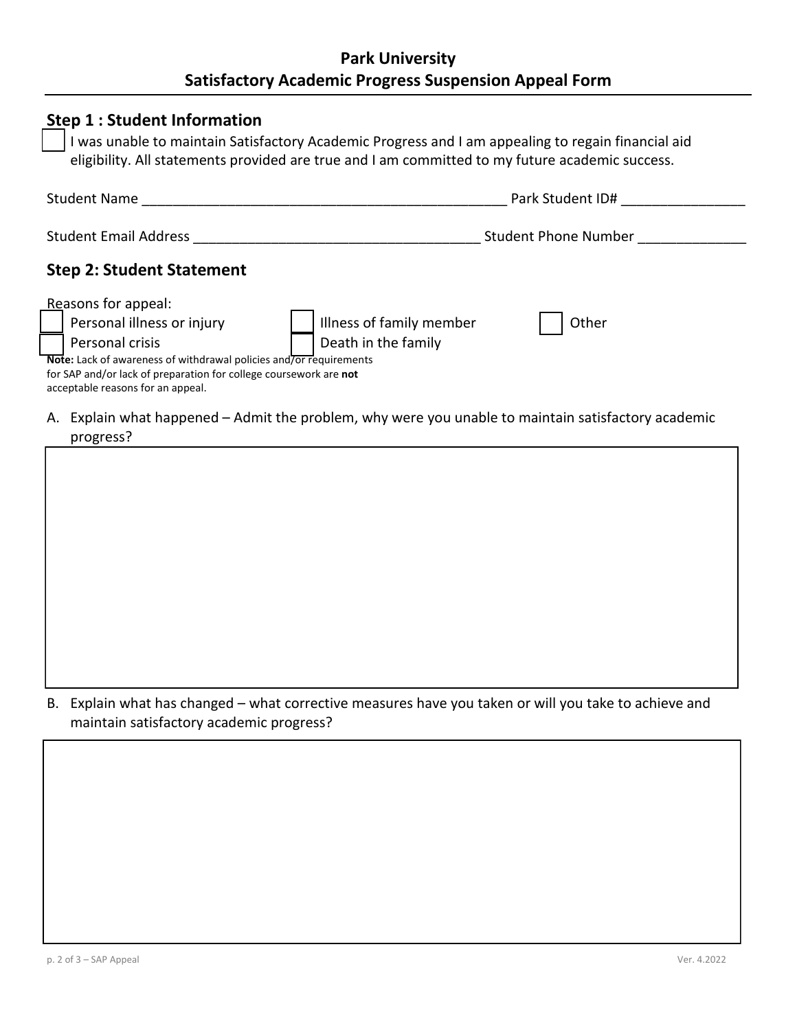# Park University
# Satisfactory Academic Progress Suspension Appeal Form

## Step 1 : Student Information

☐ I was unable to maintain Satisfactory Academic Progress and I am appealing to regain financial aid eligibility. All statements provided are true and I am committed to my future academic success.

Student Name ________________________________________________ Park Student ID# ________________

Student Email Address _____________________________________ Student Phone Number ______________

## Step 2: Student Statement

Reasons for appeal:

☐ Personal illness or injury ☐ Illness of family member ☐ Other

☐ Personal crisis ☐ Death in the family

**Note:** Lack of awareness of withdrawal policies and/or requirements for SAP and/or lack of preparation for college coursework are **not** acceptable reasons for an appeal.

A. Explain what happened – Admit the problem, why were you unable to maintain satisfactory academic progress?

B. Explain what has changed – what corrective measures have you taken or will you take to achieve and maintain satisfactory academic progress?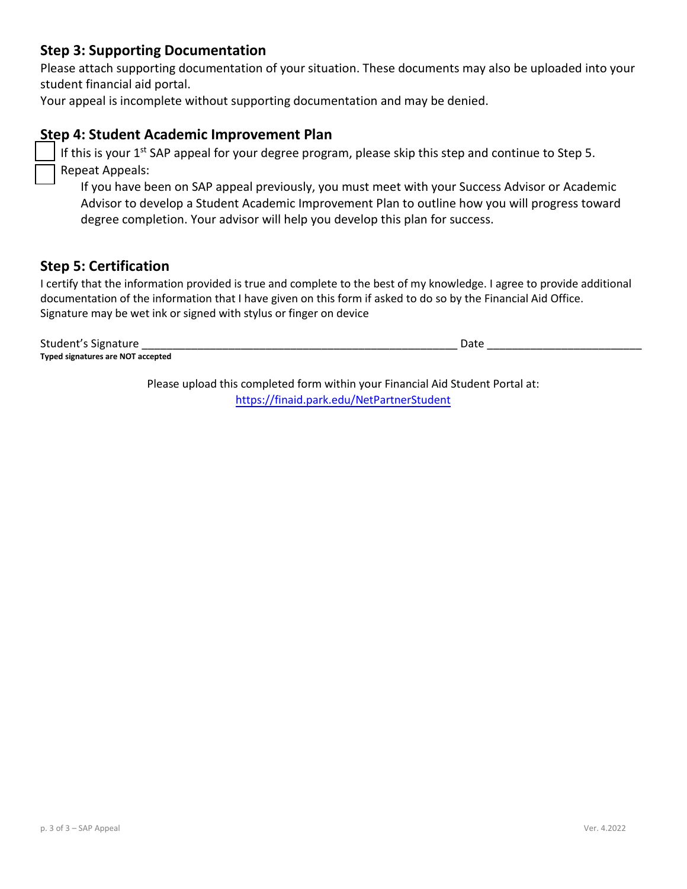## Step 3: Supporting Documentation

Please attach supporting documentation of your situation. These documents may also be uploaded into your student financial aid portal.

Your appeal is incomplete without supporting documentation and may be denied.

## Step 4: Student Academic Improvement Plan

☐ If this is your 1st SAP appeal for your degree program, please skip this step and continue to Step 5.

☐ Repeat Appeals:

If you have been on SAP appeal previously, you must meet with your Success Advisor or Academic Advisor to develop a Student Academic Improvement Plan to outline how you will progress toward degree completion. Your advisor will help you develop this plan for success.

## Step 5: Certification

I certify that the information provided is true and complete to the best of my knowledge. I agree to provide additional documentation of the information that I have given on this form if asked to do so by the Financial Aid Office.
Signature may be wet ink or signed with stylus or finger on device

Student's Signature ____________________________________________________ Date _________________________

**Typed signatures are NOT accepted**

Please upload this completed form within your Financial Aid Student Portal at:
https://finaid.park.edu/NetPartnerStudent